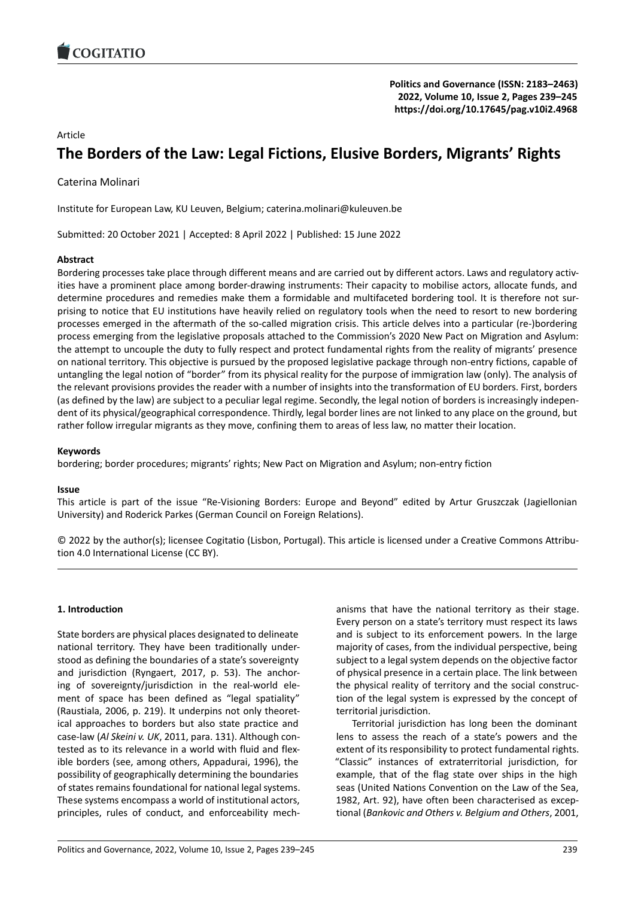Article

# The Borders of the Law: Legal Fictions, Elusive Borders, Migrants' Rights

Caterina Molinari

Institute for European Law, KU Leuven, Belgium; caterina.molinari@kuleuven.be

Submitted: 20 October 2021 | Accepted: 8 April 2022 | Published: 15 June 2022

## Abstract

Bordering processes take place through different means and are carried out by different actors. Laws and regulatory activities have a prominent place among border-drawing instruments: Their capacity to mobilise actors, allocate funds, and determine procedures and remedies make them a formidable and multifaceted bordering tool. It is therefore not surprising to notice that EU institutions have heavily relied on regulatory tools when the need to resort to new bordering processes emerged in the aftermath of the so-called migration crisis. This article delves into a particular (re-)bordering process emerging from the legislative proposals attached to the Commission's 2020 New Pact on Migration and Asylum: the attempt to uncouple the duty to fully respect and protect fundamental rights from the reality of migrants' presence on national territory. This objective is pursued by the proposed legislative package through non-entry fictions, capable of untangling the legal notion of "border" from its physical reality for the purpose of immigration law (only). The analysis of the relevant provisions provides the reader with a number of insights into the transformation of EU borders. First, borders (as defined by the law) are subject to a peculiar legal regime. Secondly, the legal notion of borders is increasingly independent of its physical/geographical correspondence. Thirdly, legal border lines are not linked to any place on the ground, but rather follow irregular migrants as they move, confining them to areas of less law, no matter their location.

## Keywords

bordering; border procedures; migrants' rights; New Pact on Migration and Asylum; non-entry fiction

## Issue

This article is part of the issue "Re-Visioning Borders: Europe and Beyond" edited by Artur Gruszczak (Jagiellonian University) and Roderick Parkes (German Council on Foreign Relations).

© 2022 by the author(s); licensee Cogitatio (Lisbon, Portugal). This article is licensed under a Creative Commons Attribution 4.0 International License (CC BY).

## 1. Introduction

State borders are physical places designated to delineate national territory. They have been traditionally understood as defining the boundaries of a state's sovereignty and jurisdiction (Ryngaert, 2017, p. 53). The anchoring of sovereignty/jurisdiction in the real-world element of space has been defined as "legal spatiality" (Raustiala, 2006, p. 219). It underpins not only theoretical approaches to borders but also state practice and case-law (*Al Skeini v. UK*, 2011, para. 131). Although contested as to its relevance in a world with fluid and flexible borders (see, among others, Appadurai, 1996), the possibility of geographically determining the boundaries of states remains foundational for national legal systems. These systems encompass a world of institutional actors, principles, rules of conduct, and enforceability mechanisms that have the national territory as their stage. Every person on a state's territory must respect its laws and is subject to its enforcement powers. In the large majority of cases, from the individual perspective, being subject to a legal system depends on the objective factor of physical presence in a certain place. The link between the physical reality of territory and the social construction of the legal system is expressed by the concept of territorial jurisdiction.

Territorial jurisdiction has long been the dominant lens to assess the reach of a state's powers and the extent of its responsibility to protect fundamental rights. "Classic" instances of extraterritorial jurisdiction, for example, that of the flag state over ships in the high seas (United Nations Convention on the Law of the Sea, 1982, Art. 92), have often been characterised as exceptional (*Bankovic and Others v. Belgium and Others*, 2001,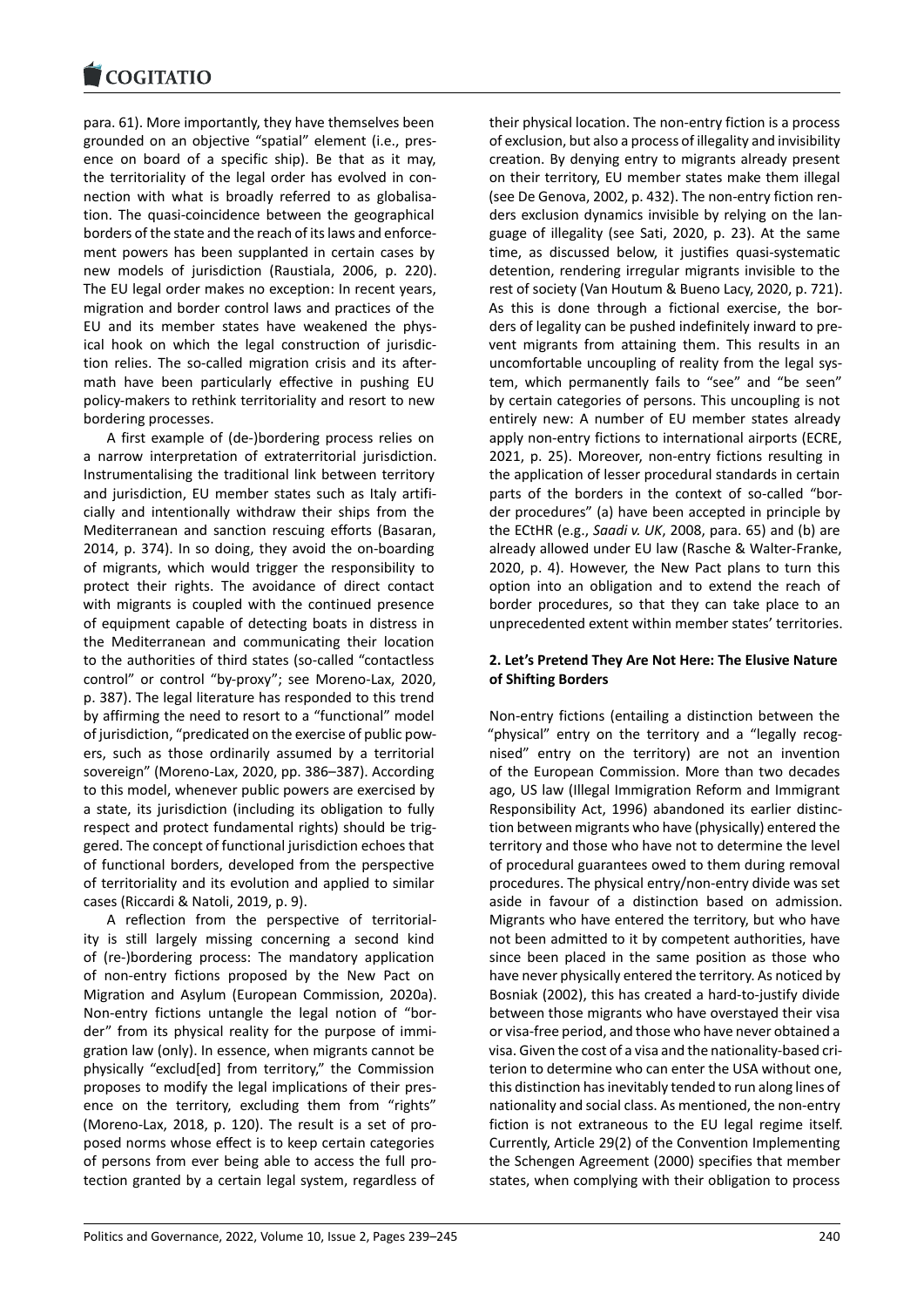para. 61). More importantly, they have themselves been grounded on an objective "spatial" element (i.e., presence on board of a specific ship). Be that as it may, the territoriality of the legal order has evolved in connection with what is broadly referred to as globalisation. The quasi-coincidence between the geographical borders of the state and the reach of its laws and enforcement powers has been supplanted in certain cases by new models of jurisdiction (Raustiala, 2006, p. 220). The EU legal order makes no exception: In recent years, migration and border control laws and practices of the EU and its member states have weakened the physical hook on which the legal construction of jurisdiction relies. The so-called migration crisis and its aftermath have been particularly effective in pushing EU policy-makers to rethink territoriality and resort to new bordering processes.

A first example of (de-)bordering process relies on a narrow interpretation of extraterritorial jurisdiction. Instrumentalising the traditional link between territory and jurisdiction, EU member states such as Italy artificially and intentionally withdraw their ships from the Mediterranean and sanction rescuing efforts (Basaran, 2014, p. 374). In so doing, they avoid the on-boarding of migrants, which would trigger the responsibility to protect their rights. The avoidance of direct contact with migrants is coupled with the continued presence of equipment capable of detecting boats in distress in the Mediterranean and communicating their location to the authorities of third states (so-called "contactless control" or control "by-proxy"; see Moreno-Lax, 2020, p. 387). The legal literature has responded to this trend by affirming the need to resort to a "functional" model of jurisdiction, "predicated on the exercise of public powers, such as those ordinarily assumed by a territorial sovereign" (Moreno-Lax, 2020, pp. 386–387). According to this model, whenever public powers are exercised by a state, its jurisdiction (including its obligation to fully respect and protect fundamental rights) should be triggered. The concept of functional jurisdiction echoes that of functional borders, developed from the perspective of territoriality and its evolution and applied to similar cases (Riccardi & Natoli, 2019, p. 9).

A reflection from the perspective of territoriality is still largely missing concerning a second kind of (re-)bordering process: The mandatory application of non-entry fictions proposed by the New Pact on Migration and Asylum (European Commission, 2020a). Non-entry fictions untangle the legal notion of "border" from its physical reality for the purpose of immigration law (only). In essence, when migrants cannot be physically "exclud[ed] from territory," the Commission proposes to modify the legal implications of their presence on the territory, excluding them from "rights" (Moreno-Lax, 2018, p. 120). The result is a set of proposed norms whose effect is to keep certain categories of persons from ever being able to access the full protection granted by a certain legal system, regardless of their physical location. The non-entry fiction is a process of exclusion, but also a process of illegality and invisibility creation. By denying entry to migrants already present on their territory, EU member states make them illegal (see De Genova, 2002, p. 432). The non-entry fiction renders exclusion dynamics invisible by relying on the language of illegality (see Sati, 2020, p. 23). At the same time, as discussed below, it justifies quasi-systematic detention, rendering irregular migrants invisible to the rest of society (Van Houtum & Bueno Lacy, 2020, p. 721). As this is done through a fictional exercise, the borders of legality can be pushed indefinitely inward to prevent migrants from attaining them. This results in an uncomfortable uncoupling of reality from the legal system, which permanently fails to "see" and "be seen" by certain categories of persons. This uncoupling is not entirely new: A number of EU member states already apply non-entry fictions to international airports (ECRE, 2021, p. 25). Moreover, non-entry fictions resulting in the application of lesser procedural standards in certain parts of the borders in the context of so-called "border procedures" (a) have been accepted in principle by the ECtHR (e.g., *Saadi v. UK*, 2008, para. 65) and (b) are already allowed under EU law (Rasche & Walter-Franke, 2020, p. 4). However, the New Pact plans to turn this option into an obligation and to extend the reach of border procedures, so that they can take place to an unprecedented extent within member states' territories.

## 2. Let's Pretend They Are Not Here: The Elusive Nature of Shifting Borders

Non-entry fictions (entailing a distinction between the "physical" entry on the territory and a "legally recognised" entry on the territory) are not an invention of the European Commission. More than two decades ago, US law (Illegal Immigration Reform and Immigrant Responsibility Act, 1996) abandoned its earlier distinction between migrants who have (physically) entered the territory and those who have not to determine the level of procedural guarantees owed to them during removal procedures. The physical entry/non-entry divide was set aside in favour of a distinction based on admission. Migrants who have entered the territory, but who have not been admitted to it by competent authorities, have since been placed in the same position as those who have never physically entered the territory. As noticed by Bosniak (2002), this has created a hard-to-justify divide between those migrants who have overstayed their visa or visa-free period, and those who have never obtained a visa. Given the cost of a visa and the nationality-based criterion to determine who can enter the USA without one, this distinction has inevitably tended to run along lines of nationality and social class. As mentioned, the non-entry fiction is not extraneous to the EU legal regime itself. Currently, Article 29(2) of the Convention Implementing the Schengen Agreement (2000) specifies that member states, when complying with their obligation to process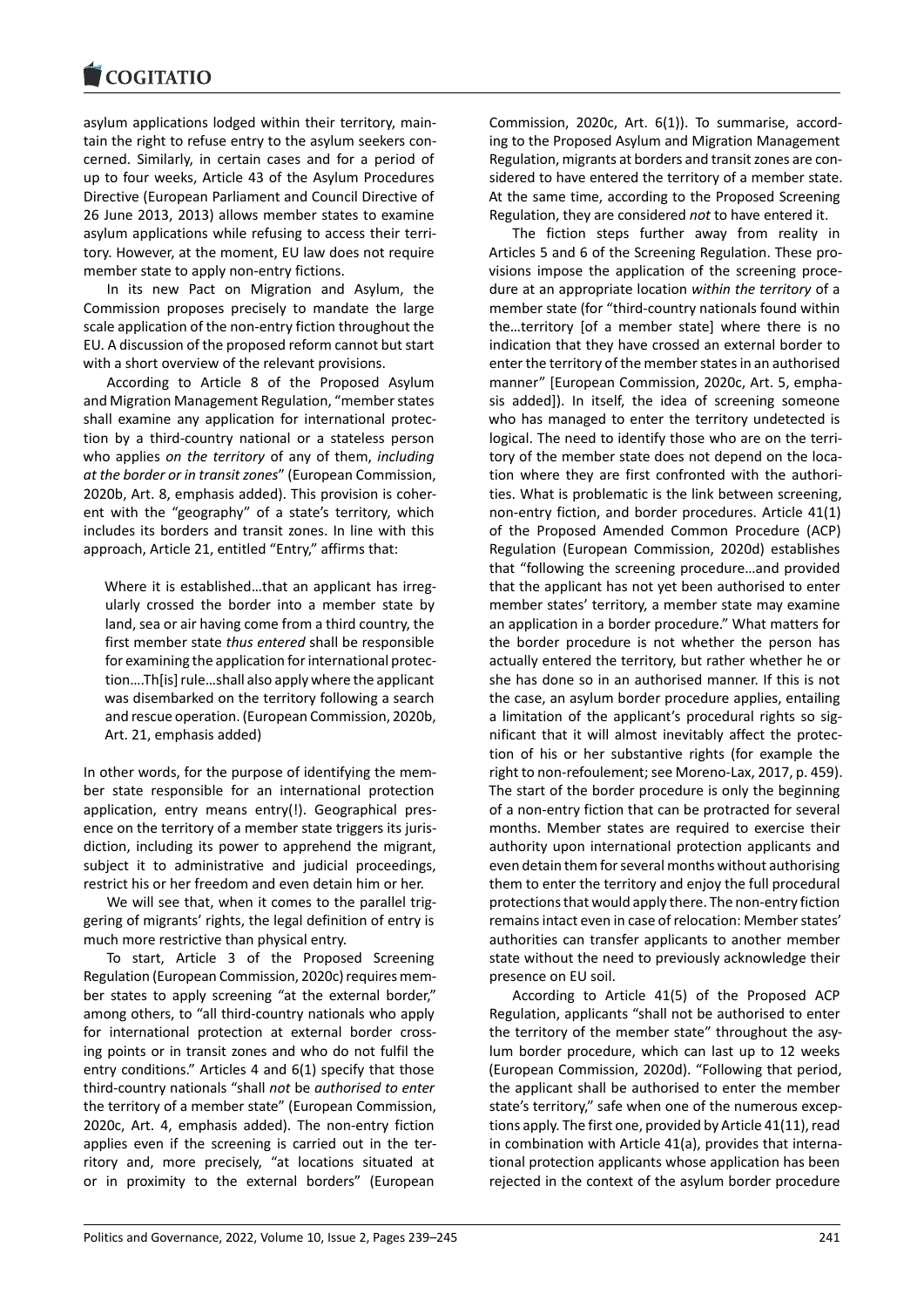asylum applications lodged within their territory, maintain the right to refuse entry to the asylum seekers concerned. Similarly, in certain cases and for a period of up to four weeks, Article 43 of the Asylum Procedures Directive (European Parliament and Council Directive of 26 June 2013, 2013) allows member states to examine asylum applications while refusing to access their territory. However, at the moment, EU law does not require member state to apply non-entry fictions.

In its new Pact on Migration and Asylum, the Commission proposes precisely to mandate the large scale application of the non-entry fiction throughout the EU. A discussion of the proposed reform cannot but start with a short overview of the relevant provisions.

According to Article 8 of the Proposed Asylum and Migration Management Regulation, "member states shall examine any application for international protection by a third-country national or a stateless person who applies *on the territory* of any of them, *including at the border or in transit zones*" (European Commission, 2020b, Art. 8, emphasis added). This provision is coherent with the "geography" of a state's territory, which includes its borders and transit zones. In line with this approach, Article 21, entitled "Entry," affirms that:

> Where it is established…that an applicant has irregularly crossed the border into a member state by land, sea or air having come from a third country, the first member state *thus entered* shall be responsible for examining the application for international protection….Th[is] rule…shall also apply where the applicant was disembarked on the territory following a search and rescue operation. (European Commission, 2020b, Art. 21, emphasis added)

In other words, for the purpose of identifying the member state responsible for an international protection application, entry means entry(!). Geographical presence on the territory of a member state triggers its jurisdiction, including its power to apprehend the migrant, subject it to administrative and judicial proceedings, restrict his or her freedom and even detain him or her.

We will see that, when it comes to the parallel triggering of migrants' rights, the legal definition of entry is much more restrictive than physical entry.

To start, Article 3 of the Proposed Screening Regulation (European Commission, 2020c) requires member states to apply screening "at the external border," among others, to "all third-country nationals who apply for international protection at external border crossing points or in transit zones and who do not fulfil the entry conditions." Articles 4 and 6(1) specify that those third-country nationals "shall *not* be *authorised to enter* the territory of a member state" (European Commission, 2020c, Art. 4, emphasis added). The non-entry fiction applies even if the screening is carried out in the territory and, more precisely, "at locations situated at or in proximity to the external borders" (European Commission, 2020c, Art. 6(1)). To summarise, according to the Proposed Asylum and Migration Management Regulation, migrants at borders and transit zones are considered to have entered the territory of a member state. At the same time, according to the Proposed Screening Regulation, they are considered *not* to have entered it.

The fiction steps further away from reality in Articles 5 and 6 of the Screening Regulation. These provisions impose the application of the screening procedure at an appropriate location *within the territory* of a member state (for "third-country nationals found within the…territory [of a member state] where there is no indication that they have crossed an external border to enter the territory of the member states in an authorised manner" [European Commission, 2020c, Art. 5, emphasis added]). In itself, the idea of screening someone who has managed to enter the territory undetected is logical. The need to identify those who are on the territory of the member state does not depend on the location where they are first confronted with the authorities. What is problematic is the link between screening, non-entry fiction, and border procedures. Article 41(1) of the Proposed Amended Common Procedure (ACP) Regulation (European Commission, 2020d) establishes that "following the screening procedure…and provided that the applicant has not yet been authorised to enter member states' territory, a member state may examine an application in a border procedure." What matters for the border procedure is not whether the person has actually entered the territory, but rather whether he or she has done so in an authorised manner. If this is not the case, an asylum border procedure applies, entailing a limitation of the applicant's procedural rights so significant that it will almost inevitably affect the protection of his or her substantive rights (for example the right to non-refoulement; see Moreno-Lax, 2017, p. 459). The start of the border procedure is only the beginning of a non-entry fiction that can be protracted for several months. Member states are required to exercise their authority upon international protection applicants and even detain them for several months without authorising them to enter the territory and enjoy the full procedural protections that would apply there. The non-entry fiction remains intact even in case of relocation: Member states' authorities can transfer applicants to another member state without the need to previously acknowledge their presence on EU soil.

According to Article 41(5) of the Proposed ACP Regulation, applicants "shall not be authorised to enter the territory of the member state" throughout the asylum border procedure, which can last up to 12 weeks (European Commission, 2020d). "Following that period, the applicant shall be authorised to enter the member state's territory," safe when one of the numerous exceptions apply. The first one, provided by Article 41(11), read in combination with Article 41(a), provides that international protection applicants whose application has been rejected in the context of the asylum border procedure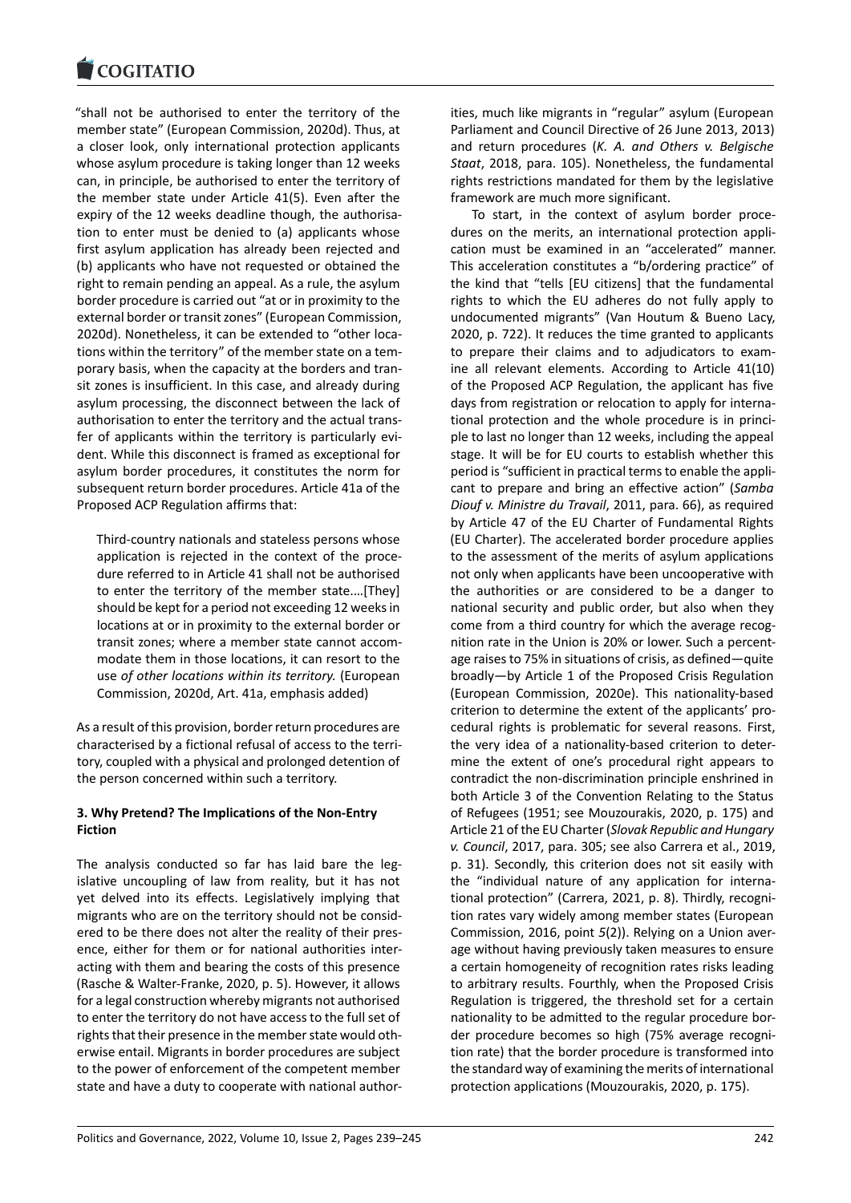"shall not be authorised to enter the territory of the member state" (European Commission, 2020d). Thus, at a closer look, only international protection applicants whose asylum procedure is taking longer than 12 weeks can, in principle, be authorised to enter the territory of the member state under Article 41(5). Even after the expiry of the 12 weeks deadline though, the authorisation to enter must be denied to (a) applicants whose first asylum application has already been rejected and (b) applicants who have not requested or obtained the right to remain pending an appeal. As a rule, the asylum border procedure is carried out "at or in proximity to the external border or transit zones" (European Commission, 2020d). Nonetheless, it can be extended to "other locations within the territory" of the member state on a temporary basis, when the capacity at the borders and transit zones is insufficient. In this case, and already during asylum processing, the disconnect between the lack of authorisation to enter the territory and the actual transfer of applicants within the territory is particularly evident. While this disconnect is framed as exceptional for asylum border procedures, it constitutes the norm for subsequent return border procedures. Article 41a of the Proposed ACP Regulation affirms that:

> Third-country nationals and stateless persons whose application is rejected in the context of the procedure referred to in Article 41 shall not be authorised to enter the territory of the member state.…[They] should be kept for a period not exceeding 12 weeks in locations at or in proximity to the external border or transit zones; where a member state cannot accommodate them in those locations, it can resort to the use *of other locations within its territory.* (European Commission, 2020d, Art. 41a, emphasis added)

As a result of this provision, border return procedures are characterised by a fictional refusal of access to the territory, coupled with a physical and prolonged detention of the person concerned within such a territory.

## 3. Why Pretend? The Implications of the Non-Entry Fiction

The analysis conducted so far has laid bare the legislative uncoupling of law from reality, but it has not yet delved into its effects. Legislatively implying that migrants who are on the territory should not be considered to be there does not alter the reality of their presence, either for them or for national authorities interacting with them and bearing the costs of this presence (Rasche & Walter-Franke, 2020, p. 5). However, it allows for a legal construction whereby migrants not authorised to enter the territory do not have access to the full set of rights that their presence in the member state would otherwise entail. Migrants in border procedures are subject to the power of enforcement of the competent member state and have a duty to cooperate with national authorities, much like migrants in "regular" asylum (European Parliament and Council Directive of 26 June 2013, 2013) and return procedures (*K. A. and Others v. Belgische Staat*, 2018, para. 105). Nonetheless, the fundamental rights restrictions mandated for them by the legislative framework are much more significant.

To start, in the context of asylum border procedures on the merits, an international protection application must be examined in an "accelerated" manner. This acceleration constitutes a "b/ordering practice" of the kind that "tells [EU citizens] that the fundamental rights to which the EU adheres do not fully apply to undocumented migrants" (Van Houtum & Bueno Lacy, 2020, p. 722). It reduces the time granted to applicants to prepare their claims and to adjudicators to examine all relevant elements. According to Article 41(10) of the Proposed ACP Regulation, the applicant has five days from registration or relocation to apply for international protection and the whole procedure is in principle to last no longer than 12 weeks, including the appeal stage. It will be for EU courts to establish whether this period is "sufficient in practical terms to enable the applicant to prepare and bring an effective action" (*Samba Diouf v. Ministre du Travail*, 2011, para. 66), as required by Article 47 of the EU Charter of Fundamental Rights (EU Charter). The accelerated border procedure applies to the assessment of the merits of asylum applications not only when applicants have been uncooperative with the authorities or are considered to be a danger to national security and public order, but also when they come from a third country for which the average recognition rate in the Union is 20% or lower. Such a percentage raises to 75% in situations of crisis, as defined—quite broadly—by Article 1 of the Proposed Crisis Regulation (European Commission, 2020e). This nationality-based criterion to determine the extent of the applicants' procedural rights is problematic for several reasons. First, the very idea of a nationality-based criterion to determine the extent of one's procedural right appears to contradict the non-discrimination principle enshrined in both Article 3 of the Convention Relating to the Status of Refugees (1951; see Mouzourakis, 2020, p. 175) and Article 21 of the EU Charter (*Slovak Republic and Hungary v. Council*, 2017, para. 305; see also Carrera et al., 2019, p. 31). Secondly, this criterion does not sit easily with the "individual nature of any application for international protection" (Carrera, 2021, p. 8). Thirdly, recognition rates vary widely among member states (European Commission, 2016, point 5(2)). Relying on a Union average without having previously taken measures to ensure a certain homogeneity of recognition rates risks leading to arbitrary results. Fourthly, when the Proposed Crisis Regulation is triggered, the threshold set for a certain nationality to be admitted to the regular procedure border procedure becomes so high (75% average recognition rate) that the border procedure is transformed into the standard way of examining the merits of international protection applications (Mouzourakis, 2020, p. 175).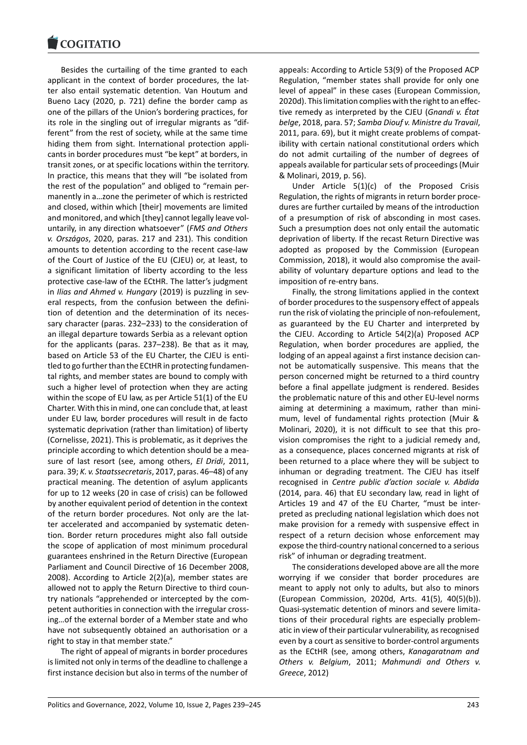Besides the curtailing of the time granted to each applicant in the context of border procedures, the latter also entail systematic detention. Van Houtum and Bueno Lacy (2020, p. 721) define the border camp as one of the pillars of the Union's bordering practices, for its role in the singling out of irregular migrants as "different" from the rest of society, while at the same time hiding them from sight. International protection applicants in border procedures must "be kept" at borders, in transit zones, or at specific locations within the territory. In practice, this means that they will "be isolated from the rest of the population" and obliged to "remain permanently in a…zone the perimeter of which is restricted and closed, within which [their] movements are limited and monitored, and which [they] cannot legally leave voluntarily, in any direction whatsoever" (*FMS and Others v. Országos*, 2020, paras. 217 and 231). This condition amounts to detention according to the recent case-law of the Court of Justice of the EU (CJEU) or, at least, to a significant limitation of liberty according to the less protective case-law of the ECtHR. The latter's judgment in *Ilias and Ahmed v. Hungary* (2019) is puzzling in several respects, from the confusion between the definition of detention and the determination of its necessary character (paras. 232–233) to the consideration of an illegal departure towards Serbia as a relevant option for the applicants (paras. 237–238). Be that as it may, based on Article 53 of the EU Charter, the CJEU is entitled to go further than the ECtHR in protecting fundamental rights, and member states are bound to comply with such a higher level of protection when they are acting within the scope of EU law, as per Article 51(1) of the EU Charter. With this in mind, one can conclude that, at least under EU law, border procedures will result in de facto systematic deprivation (rather than limitation) of liberty (Cornelisse, 2021). This is problematic, as it deprives the principle according to which detention should be a measure of last resort (see, among others, *El Dridi*, 2011, para. 39; *K. v. Staatssecretaris*, 2017, paras. 46–48) of any practical meaning. The detention of asylum applicants for up to 12 weeks (20 in case of crisis) can be followed by another equivalent period of detention in the context of the return border procedures. Not only are the latter accelerated and accompanied by systematic detention. Border return procedures might also fall outside the scope of application of most minimum procedural guarantees enshrined in the Return Directive (European Parliament and Council Directive of 16 December 2008, 2008). According to Article 2(2)(a), member states are allowed not to apply the Return Directive to third country nationals "apprehended or intercepted by the competent authorities in connection with the irregular crossing…of the external border of a Member state and who have not subsequently obtained an authorisation or a right to stay in that member state."

The right of appeal of migrants in border procedures is limited not only in terms of the deadline to challenge a first instance decision but also in terms of the number of appeals: According to Article 53(9) of the Proposed ACP Regulation, "member states shall provide for only one level of appeal" in these cases (European Commission, 2020d). This limitation complies with the right to an effective remedy as interpreted by the CJEU (*Gnandi v. État belge*, 2018, para. 57; *Samba Diouf v. Ministre du Travail*, 2011, para. 69), but it might create problems of compatibility with certain national constitutional orders which do not admit curtailing of the number of degrees of appeals available for particular sets of proceedings (Muir & Molinari, 2019, p. 56).

Under Article 5(1)(c) of the Proposed Crisis Regulation, the rights of migrants in return border procedures are further curtailed by means of the introduction of a presumption of risk of absconding in most cases. Such a presumption does not only entail the automatic deprivation of liberty. If the recast Return Directive was adopted as proposed by the Commission (European Commission, 2018), it would also compromise the availability of voluntary departure options and lead to the imposition of re-entry bans.

Finally, the strong limitations applied in the context of border procedures to the suspensory effect of appeals run the risk of violating the principle of non-refoulement, as guaranteed by the EU Charter and interpreted by the CJEU. According to Article 54(2)(a) Proposed ACP Regulation, when border procedures are applied, the lodging of an appeal against a first instance decision cannot be automatically suspensive. This means that the person concerned might be returned to a third country before a final appellate judgment is rendered. Besides the problematic nature of this and other EU-level norms aiming at determining a maximum, rather than minimum, level of fundamental rights protection (Muir & Molinari, 2020), it is not difficult to see that this provision compromises the right to a judicial remedy and, as a consequence, places concerned migrants at risk of been returned to a place where they will be subject to inhuman or degrading treatment. The CJEU has itself recognised in *Centre public d'action sociale v. Abdida* (2014, para. 46) that EU secondary law, read in light of Articles 19 and 47 of the EU Charter, "must be interpreted as precluding national legislation which does not make provision for a remedy with suspensive effect in respect of a return decision whose enforcement may expose the third-country national concerned to a serious risk" of inhuman or degrading treatment.

The considerations developed above are all the more worrying if we consider that border procedures are meant to apply not only to adults, but also to minors (European Commission, 2020d, Arts. 41(5), 40(5)(b)). Quasi-systematic detention of minors and severe limitations of their procedural rights are especially problematic in view of their particular vulnerability, as recognised even by a court as sensitive to border-control arguments as the ECtHR (see, among others, *Kanagaratnam and Others v. Belgium*, 2011; *Mahmundi and Others v. Greece*, 2012)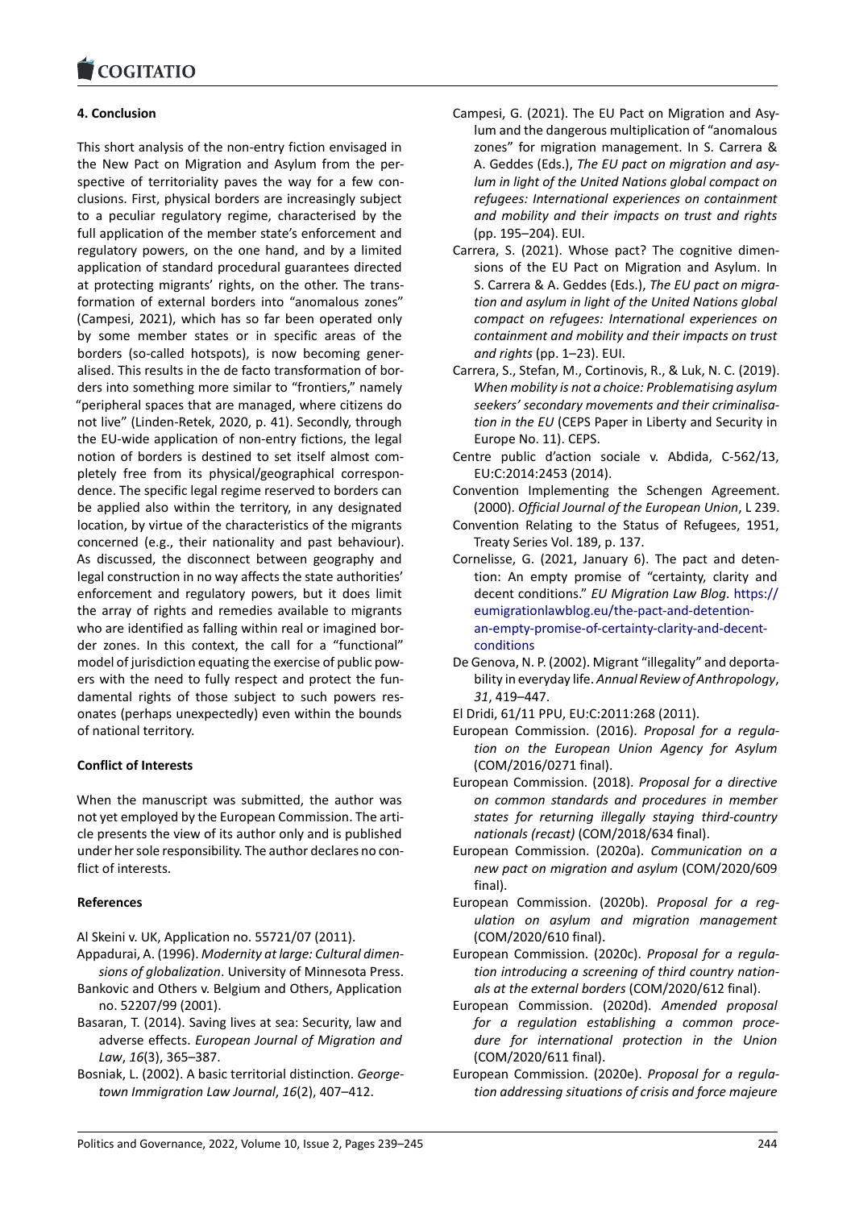### 4. Conclusion

This short analysis of the non-entry fiction envisaged in the New Pact on Migration and Asylum from the perspective of territoriality paves the way for a few conclusions. First, physical borders are increasingly subject to a peculiar regulatory regime, characterised by the full application of the member state's enforcement and regulatory powers, on the one hand, and by a limited application of standard procedural guarantees directed at protecting migrants' rights, on the other. The transformation of external borders into "anomalous zones" (Campesi, 2021), which has so far been operated only by some member states or in specific areas of the borders (so-called hotspots), is now becoming generalised. This results in the de facto transformation of borders into something more similar to "frontiers," namely "peripheral spaces that are managed, where citizens do not live" (Linden-Retek, 2020, p. 41). Secondly, through the EU-wide application of non-entry fictions, the legal notion of borders is destined to set itself almost completely free from its physical/geographical correspondence. The specific legal regime reserved to borders can be applied also within the territory, in any designated location, by virtue of the characteristics of the migrants concerned (e.g., their nationality and past behaviour). As discussed, the disconnect between geography and legal construction in no way affects the state authorities' enforcement and regulatory powers, but it does limit the array of rights and remedies available to migrants who are identified as falling within real or imagined border zones. In this context, the call for a "functional" model of jurisdiction equating the exercise of public powers with the need to fully respect and protect the fundamental rights of those subject to such powers resonates (perhaps unexpectedly) even within the bounds of national territory.

### Conflict of Interests

When the manuscript was submitted, the author was not yet employed by the European Commission. The article presents the view of its author only and is published under her sole responsibility. The author declares no conflict of interests.

### References

Al Skeini v. UK, Application no. 55721/07 (2011).

Appadurai, A. (1996). *Modernity at large: Cultural dimensions of globalization*. University of Minnesota Press.

Bankovic and Others v. Belgium and Others, Application no. 52207/99 (2001).

Basaran, T. (2014). Saving lives at sea: Security, law and adverse effects. *European Journal of Migration and Law*, *16*(3), 365–387.

Bosniak, L. (2002). A basic territorial distinction. *Georgetown Immigration Law Journal*, *16*(2), 407–412.

Campesi, G. (2021). The EU Pact on Migration and Asylum and the dangerous multiplication of "anomalous zones" for migration management. In S. Carrera & A. Geddes (Eds.), *The EU pact on migration and asylum in light of the United Nations global compact on refugees: International experiences on containment and mobility and their impacts on trust and rights* (pp. 195–204). EUI.

Carrera, S. (2021). Whose pact? The cognitive dimensions of the EU Pact on Migration and Asylum. In S. Carrera & A. Geddes (Eds.), *The EU pact on migration and asylum in light of the United Nations global compact on refugees: International experiences on containment and mobility and their impacts on trust and rights* (pp. 1–23). EUI.

Carrera, S., Stefan, M., Cortinovis, R., & Luk, N. C. (2019). *When mobility is not a choice: Problematising asylum seekers' secondary movements and their criminalisation in the EU* (CEPS Paper in Liberty and Security in Europe No. 11). CEPS.

Centre public d'action sociale v. Abdida, C-562/13, EU:C:2014:2453 (2014).

Convention Implementing the Schengen Agreement. (2000). *Official Journal of the European Union*, L 239.

Convention Relating to the Status of Refugees, 1951, Treaty Series Vol. 189, p. 137.

Cornelisse, G. (2021, January 6). The pact and detention: An empty promise of "certainty, clarity and decent conditions." *EU Migration Law Blog*. https://eumigrationlawblog.eu/the-pact-and-detention-an-empty-promise-of-certainty-clarity-and-decent-conditions

De Genova, N. P. (2002). Migrant "illegality" and deportability in everyday life. *Annual Review of Anthropology*, *31*, 419–447.

El Dridi, 61/11 PPU, EU:C:2011:268 (2011).

European Commission. (2016). *Proposal for a regulation on the European Union Agency for Asylum* (COM/2016/0271 final).

European Commission. (2018). *Proposal for a directive on common standards and procedures in member states for returning illegally staying third-country nationals (recast)* (COM/2018/634 final).

European Commission. (2020a). *Communication on a new pact on migration and asylum* (COM/2020/609 final).

European Commission. (2020b). *Proposal for a regulation on asylum and migration management* (COM/2020/610 final).

European Commission. (2020c). *Proposal for a regulation introducing a screening of third country nationals at the external borders* (COM/2020/612 final).

European Commission. (2020d). *Amended proposal for a regulation establishing a common procedure for international protection in the Union* (COM/2020/611 final).

European Commission. (2020e). *Proposal for a regulation addressing situations of crisis and force majeure*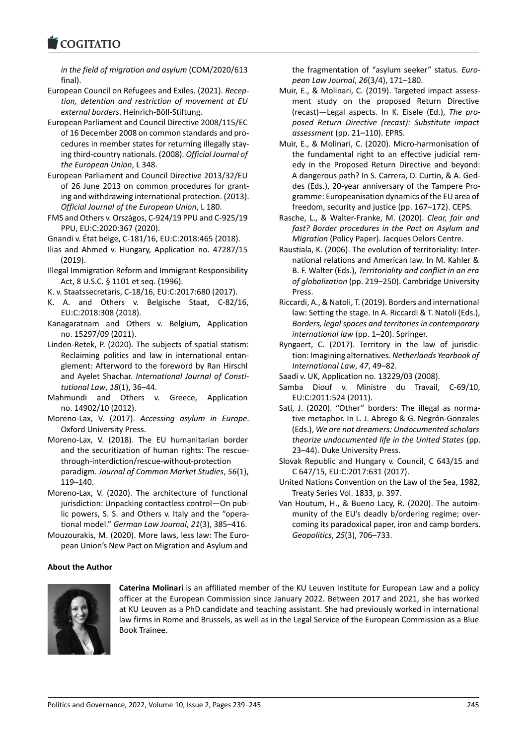*in the field of migration and asylum* (COM/2020/613 final).

European Council on Refugees and Exiles. (2021). *Reception, detention and restriction of movement at EU external borders*. Heinrich-Böll-Stiftung.

European Parliament and Council Directive 2008/115/EC of 16 December 2008 on common standards and procedures in member states for returning illegally staying third-country nationals. (2008). *Official Journal of the European Union*, L 348.

European Parliament and Council Directive 2013/32/EU of 26 June 2013 on common procedures for granting and withdrawing international protection. (2013). *Official Journal of the European Union*, L 180.

FMS and Others v. Országos, C-924/19 PPU and C-925/19 PPU, EU:C:2020:367 (2020).

Gnandi v. État belge, C-181/16, EU:C:2018:465 (2018).

Ilias and Ahmed v. Hungary, Application no. 47287/15 (2019).

Illegal Immigration Reform and Immigrant Responsibility Act, 8 U.S.C. § 1101 et seq. (1996).

K. v. Staatssecretaris, C-18/16, EU:C:2017:680 (2017).

K. A. and Others v. Belgische Staat, C-82/16, EU:C:2018:308 (2018).

Kanagaratnam and Others v. Belgium, Application no. 15297/09 (2011).

Linden-Retek, P. (2020). The subjects of spatial statism: Reclaiming politics and law in international entanglement: Afterword to the foreword by Ran Hirschl and Ayelet Shachar. *International Journal of Constitutional Law*, *18*(1), 36–44.

Mahmundi and Others v. Greece, Application no. 14902/10 (2012).

Moreno-Lax, V. (2017). *Accessing asylum in Europe*. Oxford University Press.

Moreno-Lax, V. (2018). The EU humanitarian border and the securitization of human rights: The rescue-through-interdiction/rescue-without-protection paradigm. *Journal of Common Market Studies*, *56*(1), 119–140.

Moreno-Lax, V. (2020). The architecture of functional jurisdiction: Unpacking contactless control—On public powers, S. S. and Others v. Italy and the "operational model." *German Law Journal*, *21*(3), 385–416.

Mouzourakis, M. (2020). More laws, less law: The European Union's New Pact on Migration and Asylum and the fragmentation of "asylum seeker" status. *European Law Journal*, *26*(3/4), 171–180.

Muir, E., & Molinari, C. (2019). Targeted impact assessment study on the proposed Return Directive (recast)—Legal aspects. In K. Eisele (Ed.), *The proposed Return Directive (recast): Substitute impact assessment* (pp. 21–110). EPRS.

Muir, E., & Molinari, C. (2020). Micro-harmonisation of the fundamental right to an effective judicial remedy in the Proposed Return Directive and beyond: A dangerous path? In S. Carrera, D. Curtin, & A. Geddes (Eds.), 20-year anniversary of the Tampere Programme: Europeanisation dynamics of the EU area of freedom, security and justice (pp. 167–172). CEPS.

Rasche, L., & Walter-Franke, M. (2020). *Clear, fair and fast? Border procedures in the Pact on Asylum and Migration* (Policy Paper). Jacques Delors Centre.

Raustiala, K. (2006). The evolution of territoriality: International relations and American law. In M. Kahler & B. F. Walter (Eds.), *Territoriality and conflict in an era of globalization* (pp. 219–250). Cambridge University Press.

Riccardi, A., & Natoli, T. (2019). Borders and international law: Setting the stage. In A. Riccardi & T. Natoli (Eds.), *Borders, legal spaces and territories in contemporary international law* (pp. 1–20). Springer.

Ryngaert, C. (2017). Territory in the law of jurisdiction: Imagining alternatives. *Netherlands Yearbook of International Law*, *47*, 49–82.

Saadi v. UK, Application no. 13229/03 (2008).

Samba Diouf v. Ministre du Travail, C-69/10, EU:C:2011:524 (2011).

Sati, J. (2020). "Other" borders: The illegal as normative metaphor. In L. J. Abrego & G. Negrón-Gonzales (Eds.), *We are not dreamers: Undocumented scholars theorize undocumented life in the United States* (pp. 23–44). Duke University Press.

Slovak Republic and Hungary v. Council, C 643/15 and C 647/15, EU:C:2017:631 (2017).

United Nations Convention on the Law of the Sea, 1982, Treaty Series Vol. 1833, p. 397.

Van Houtum, H., & Bueno Lacy, R. (2020). The autoimmunity of the EU's deadly b/ordering regime; overcoming its paradoxical paper, iron and camp borders. *Geopolitics*, *25*(3), 706–733.

**About the Author**

**Caterina Molinari** is an affiliated member of the KU Leuven Institute for European Law and a policy officer at the European Commission since January 2022. Between 2017 and 2021, she has worked at KU Leuven as a PhD candidate and teaching assistant. She had previously worked in international law firms in Rome and Brussels, as well as in the Legal Service of the European Commission as a Blue Book Trainee.